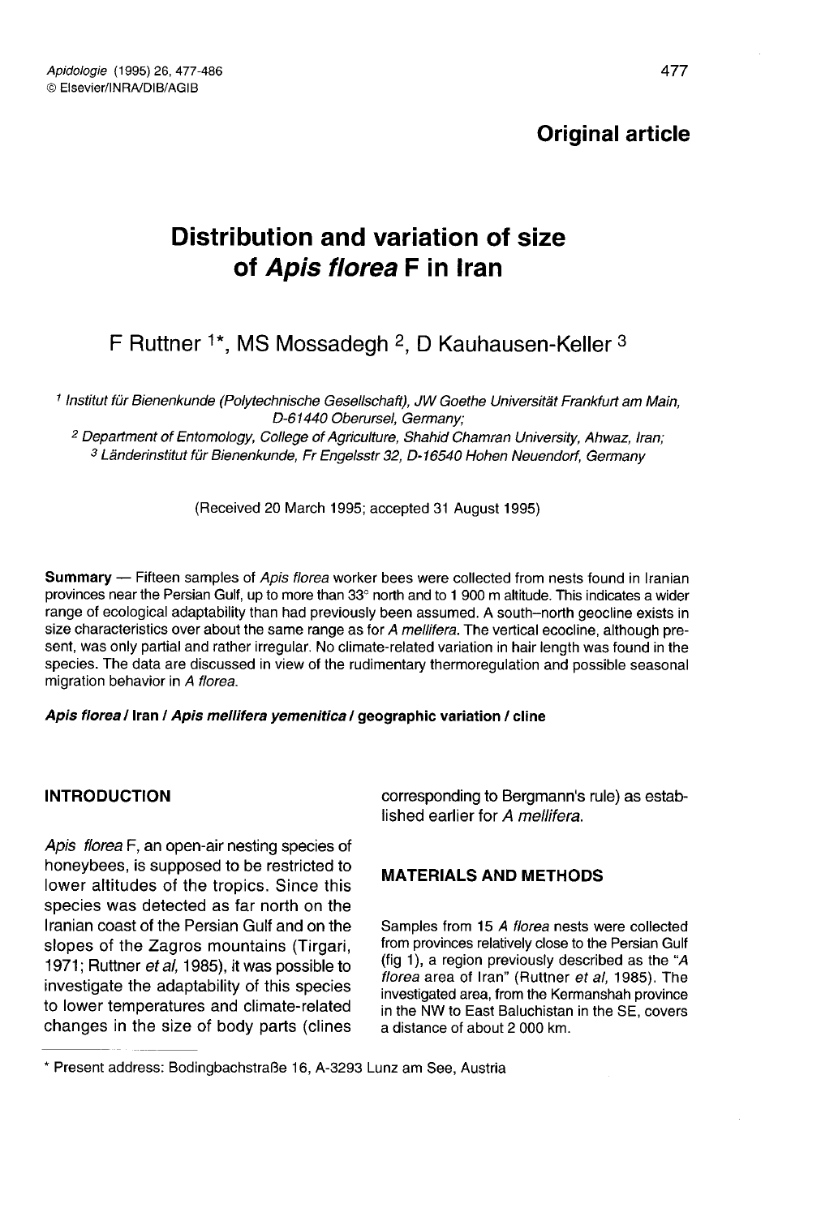**Original article**

# Distribution and variation of size of *Apis florea* F in Iran

F Ruttner [1*], MS Mossadegh [2], D Kauhausen-Keller [3]

[1] Institut für Bienenkunde (Polytechnische Gesellschaft), JW Goethe Universität Frankfurt am Main, D-61440 Oberursel, Germany;
[2] Department of Entomology, College of Agriculture, Shahid Chamran University, Ahwaz, Iran;
[3] Länderinstitut für Bienenkunde, Fr Engelsstr 32, D-16540 Hohen Neuendorf, Germany

(Received 20 March 1995; accepted 31 August 1995)

**Summary** — Fifteen samples of *Apis florea* worker bees were collected from nests found in Iranian provinces near the Persian Gulf, up to more than 33° north and to 1 900 m altitude. This indicates a wider range of ecological adaptability than had previously been assumed. A south–north geocline exists in size characteristics over about the same range as for *A mellifera*. The vertical ecocline, although present, was only partial and rather irregular. No climate-related variation in hair length was found in the species. The data are discussed in view of the rudimentary thermoregulation and possible seasonal migration behavior in *A florea*.

***Apis florea* / Iran / *Apis mellifera yemenitica* / geographic variation / cline**

## INTRODUCTION

*Apis florea* F, an open-air nesting species of honeybees, is supposed to be restricted to lower altitudes of the tropics. Since this species was detected as far north on the Iranian coast of the Persian Gulf and on the slopes of the Zagros mountains (Tirgari, 1971; Ruttner *et al*, 1985), it was possible to investigate the adaptability of this species to lower temperatures and climate-related changes in the size of body parts (clines corresponding to Bergmann's rule) as established earlier for *A mellifera*.

## MATERIALS AND METHODS

Samples from 15 *A florea* nests were collected from provinces relatively close to the Persian Gulf (fig 1), a region previously described as the "*A florea* area of Iran" (Ruttner *et al*, 1985). The investigated area, from the Kermanshah province in the NW to East Baluchistan in the SE, covers a distance of about 2 000 km.

* Present address: Bodingbachstraße 16, A-3293 Lunz am See, Austria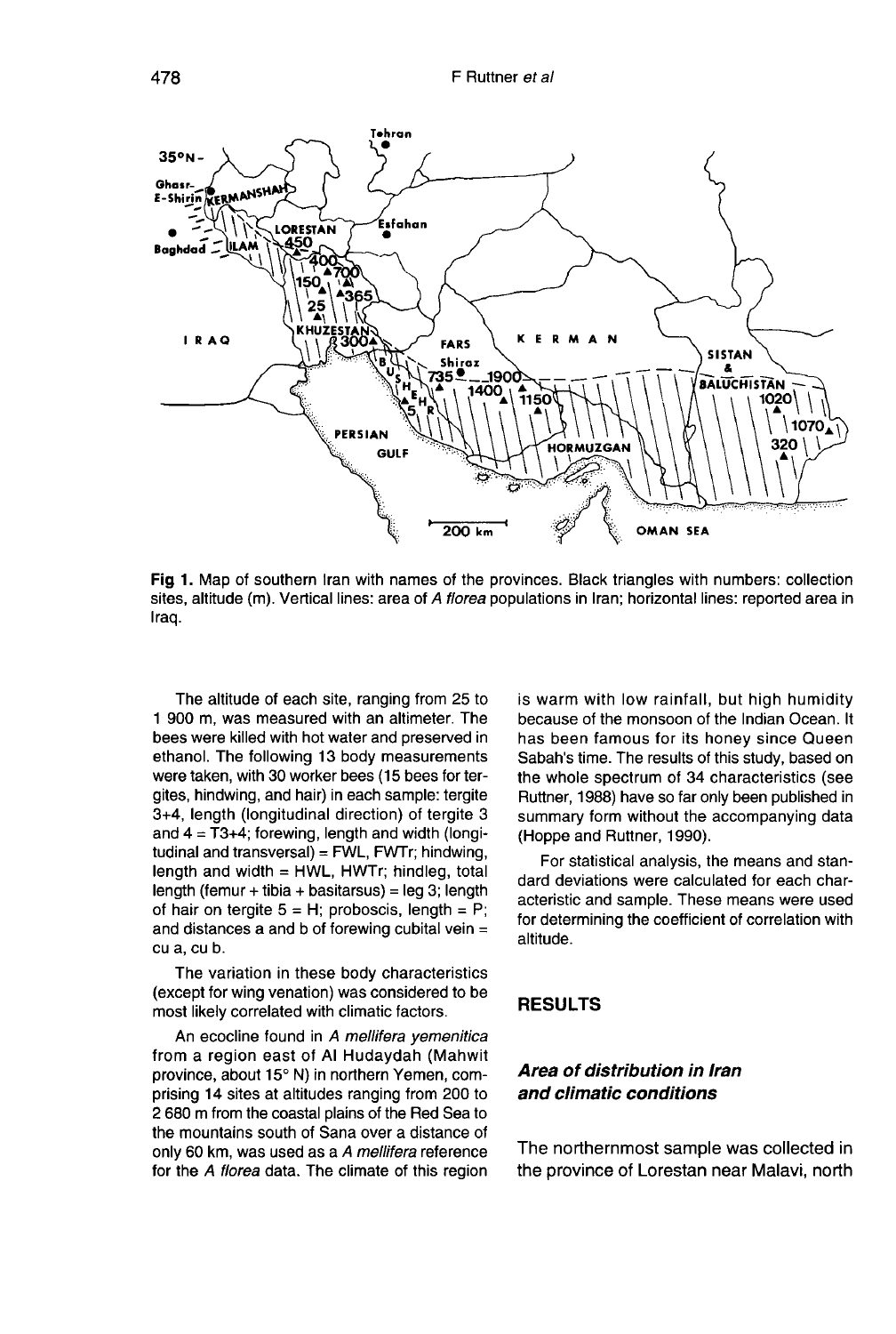**Fig 1.** Map of southern Iran with names of the provinces. Black triangles with numbers: collection sites, altitude (m). Vertical lines: area of *A florea* populations in Iran; horizontal lines: reported area in Iraq.

The altitude of each site, ranging from 25 to 1 900 m, was measured with an altimeter. The bees were killed with hot water and preserved in ethanol. The following 13 body measurements were taken, with 30 worker bees (15 bees for tergites, hindwing, and hair) in each sample: tergite 3+4, length (longitudinal direction) of tergite 3 and 4 = T3+4; forewing, length and width (longitudinal and transversal) = FWL, FWTr; hindwing, length and width = HWL, HWTr; hindleg, total length (femur + tibia + basitarsus) = leg 3; length of hair on tergite 5 = H; proboscis, length = P; and distances a and b of forewing cubital vein = cu a, cu b.

The variation in these body characteristics (except for wing venation) was considered to be most likely correlated with climatic factors.

An ecocline found in *A mellifera yemenitica* from a region east of Al Hudaydah (Mahwit province, about 15° N) in northern Yemen, comprising 14 sites at altitudes ranging from 200 to 2 680 m from the coastal plains of the Red Sea to the mountains south of Sana over a distance of only 60 km, was used as a *A mellifera* reference for the *A florea* data. The climate of this region is warm with low rainfall, but high humidity because of the monsoon of the Indian Ocean. It has been famous for its honey since Queen Sabah's time. The results of this study, based on the whole spectrum of 34 characteristics (see Ruttner, 1988) have so far only been published in summary form without the accompanying data (Hoppe and Ruttner, 1990).

For statistical analysis, the means and standard deviations were calculated for each characteristic and sample. These means were used for determining the coefficient of correlation with altitude.

## RESULTS

### *Area of distribution in Iran and climatic conditions*

The northernmost sample was collected in the province of Lorestan near Malavi, north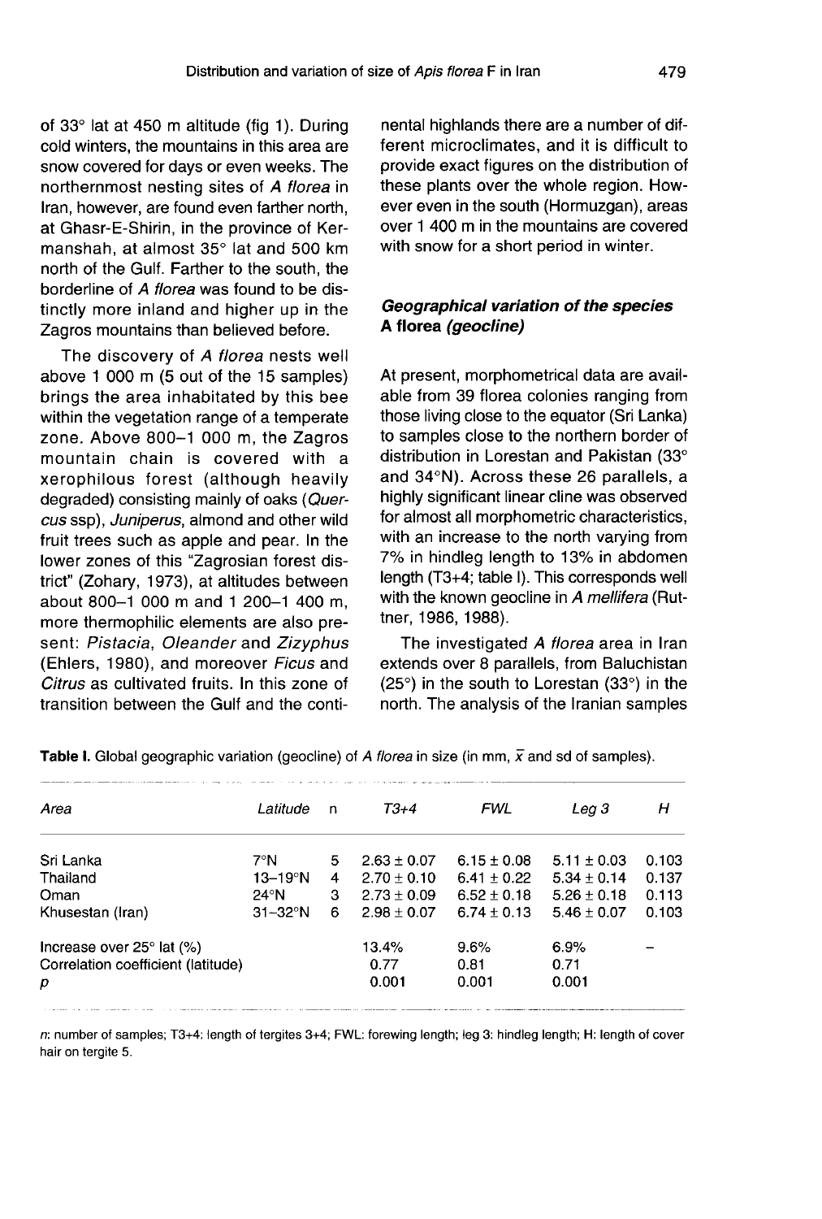of 33° lat at 450 m altitude (fig 1). During cold winters, the mountains in this area are snow covered for days or even weeks. The northernmost nesting sites of *A florea* in Iran, however, are found even farther north, at Ghasr-E-Shirin, in the province of Kermanshah, at almost 35° lat and 500 km north of the Gulf. Farther to the south, the borderline of *A florea* was found to be distinctly more inland and higher up in the Zagros mountains than believed before.

The discovery of *A florea* nests well above 1 000 m (5 out of the 15 samples) brings the area inhabitated by this bee within the vegetation range of a temperate zone. Above 800–1 000 m, the Zagros mountain chain is covered with a xerophilous forest (although heavily degraded) consisting mainly of oaks (*Quercus* ssp), *Juniperus*, almond and other wild fruit trees such as apple and pear. In the lower zones of this "Zagrosian forest district" (Zohary, 1973), at altitudes between about 800–1 000 m and 1 200–1 400 m, more thermophilic elements are also present: *Pistacia*, *Oleander* and *Zizyphus* (Ehlers, 1980), and moreover *Ficus* and *Citrus* as cultivated fruits. In this zone of transition between the Gulf and the continental highlands there are a number of different microclimates, and it is difficult to provide exact figures on the distribution of these plants over the whole region. However even in the south (Hormuzgan), areas over 1 400 m in the mountains are covered with snow for a short period in winter.

### *Geographical variation of the species* A florea *(geocline)*

At present, morphometrical data are available from 39 florea colonies ranging from those living close to the equator (Sri Lanka) to samples close to the northern border of distribution in Lorestan and Pakistan (33° and 34°N). Across these 26 parallels, a highly significant linear cline was observed for almost all morphometric characteristics, with an increase to the north varying from 7% in hindleg length to 13% in abdomen length (T3+4; table I). This corresponds well with the known geocline in *A mellifera* (Ruttner, 1986, 1988).

The investigated *A florea* area in Iran extends over 8 parallels, from Baluchistan (25°) in the south to Lorestan (33°) in the north. The analysis of the Iranian samples

**Table I.** Global geographic variation (geocline) of *A florea* in size (in mm, $\bar{x}$ and sd of samples).

| *Area* | *Latitude* | n | *T3+4* | *FWL* | *Leg 3* | *H* |
|---|---|---|---|---|---|---|
| Sri Lanka | 7°N | 5 | 2.63 ± 0.07 | 6.15 ± 0.08 | 5.11 ± 0.03 | 0.103 |
| Thailand | 13–19°N | 4 | 2.70 ± 0.10 | 6.41 ± 0.22 | 5.34 ± 0.14 | 0.137 |
| Oman | 24°N | 3 | 2.73 ± 0.09 | 6.52 ± 0.18 | 5.26 ± 0.18 | 0.113 |
| Khusestan (Iran) | 31–32°N | 6 | 2.98 ± 0.07 | 6.74 ± 0.13 | 5.46 ± 0.07 | 0.103 |
| Increase over 25° lat (%) | | | 13.4% | 9.6% | 6.9% | – |
| Correlation coefficient (latitude) | | | 0.77 | 0.81 | 0.71 | |
| *p* | | | 0.001 | 0.001 | 0.001 | |

*n*: number of samples; T3+4: length of tergites 3+4; FWL: forewing length; leg 3: hindleg length; H: length of cover hair on tergite 5.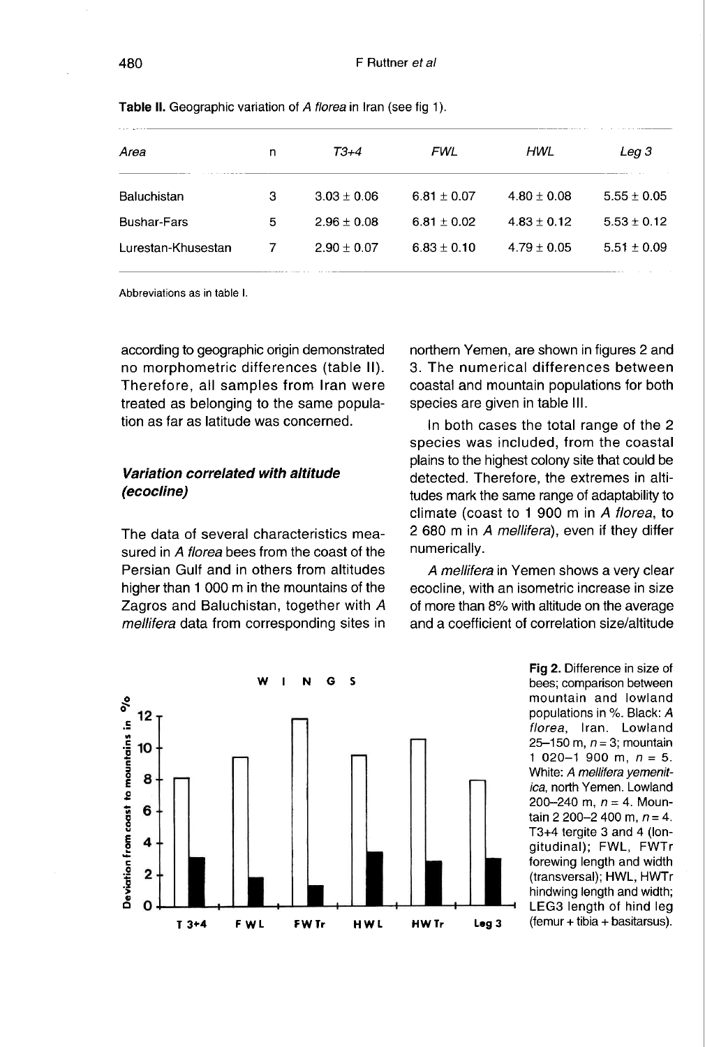**Table II.** Geographic variation of *A florea* in Iran (see fig 1).

| Area | n | T3+4 | FWL | HWL | Leg 3 |
|---|---|---|---|---|---|
| Baluchistan | 3 | 3.03 ± 0.06 | 6.81 ± 0.07 | 4.80 ± 0.08 | 5.55 ± 0.05 |
| Bushar-Fars | 5 | 2.96 ± 0.08 | 6.81 ± 0.02 | 4.83 ± 0.12 | 5.53 ± 0.12 |
| Lurestan-Khusestan | 7 | 2.90 ± 0.07 | 6.83 ± 0.10 | 4.79 ± 0.05 | 5.51 ± 0.09 |

Abbreviations as in table I.

according to geographic origin demonstrated no morphometric differences (table II). Therefore, all samples from Iran were treated as belonging to the same population as far as latitude was concerned.

### *Variation correlated with altitude (ecocline)*

The data of several characteristics measured in *A florea* bees from the coast of the Persian Gulf and in others from altitudes higher than 1 000 m in the mountains of the Zagros and Baluchistan, together with *A mellifera* data from corresponding sites in northern Yemen, are shown in figures 2 and 3. The numerical differences between coastal and mountain populations for both species are given in table III.

In both cases the total range of the 2 species was included, from the coastal plains to the highest colony site that could be detected. Therefore, the extremes in altitudes mark the same range of adaptability to climate (coast to 1 900 m in *A florea*, to 2 680 m in *A mellifera*), even if they differ numerically.

*A mellifera* in Yemen shows a very clear ecocline, with an isometric increase in size of more than 8% with altitude on the average and a coefficient of correlation size/altitude

**Fig 2.** Difference in size of bees; comparison between mountain and lowland populations in %. Black: *A florea*, Iran. Lowland 25–150 m, $n = 3$; mountain 1 020–1 900 m, $n = 5$. White: *A mellifera yemenitica*, north Yemen. Lowland 200–240 m, $n = 4$. Mountain 2 200–2 400 m, $n = 4$. T3+4 tergite 3 and 4 (longitudinal); FWL, FWTr forewing length and width (transversal); HWL, HWTr hindwing length and width; LEG3 length of hind leg (femur + tibia + basitarsus).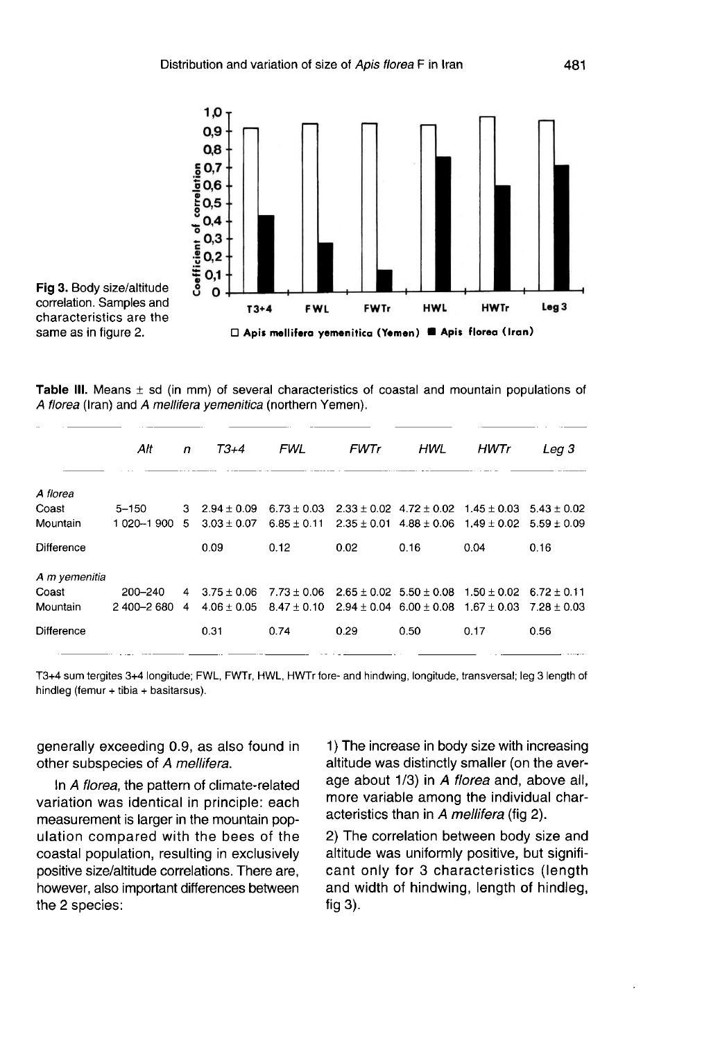Fig 3. Body size/altitude correlation. Samples and characteristics are the same as in figure 2.

Table III. Means ± sd (in mm) of several characteristics of coastal and mountain populations of *A florea* (Iran) and *A mellifera yemenitica* (northern Yemen).

| | *Alt* | *n* | *T3+4* | *FWL* | *FWTr* | *HWL* | *HWTr* | *Leg 3* |
|---|---|---|---|---|---|---|---|---|
| *A florea* | | | | | | | | |
| Coast | 5–150 | 3 | 2.94 ± 0.09 | 6.73 ± 0.03 | 2.33 ± 0.02 | 4.72 ± 0.02 | 1.45 ± 0.03 | 5.43 ± 0.02 |
| Mountain | 1 020–1 900 | 5 | 3.03 ± 0.07 | 6.85 ± 0.11 | 2.35 ± 0.01 | 4.88 ± 0.06 | 1.49 ± 0.02 | 5.59 ± 0.09 |
| Difference | | | 0.09 | 0.12 | 0.02 | 0.16 | 0.04 | 0.16 |
| *A m yemenitia* | | | | | | | | |
| Coast | 200–240 | 4 | 3.75 ± 0.06 | 7.73 ± 0.06 | 2.65 ± 0.02 | 5.50 ± 0.08 | 1.50 ± 0.02 | 6.72 ± 0.11 |
| Mountain | 2 400–2 680 | 4 | 4.06 ± 0.05 | 8.47 ± 0.10 | 2.94 ± 0.04 | 6.00 ± 0.08 | 1.67 ± 0.03 | 7.28 ± 0.03 |
| Difference | | | 0.31 | 0.74 | 0.29 | 0.50 | 0.17 | 0.56 |

T3+4 sum tergites 3+4 longitude; FWL, FWTr, HWL, HWTr fore- and hindwing, longitude, transversal; leg 3 length of hindleg (femur + tibia + basitarsus).

generally exceeding 0.9, as also found in other subspecies of *A mellifera*.

In *A florea*, the pattern of climate-related variation was identical in principle: each measurement is larger in the mountain population compared with the bees of the coastal population, resulting in exclusively positive size/altitude correlations. There are, however, also important differences between the 2 species:

1) The increase in body size with increasing altitude was distinctly smaller (on the average about 1/3) in *A florea* and, above all, more variable among the individual characteristics than in *A mellifera* (fig 2).

2) The correlation between body size and altitude was uniformly positive, but significant only for 3 characteristics (length and width of hindwing, length of hindleg, fig 3).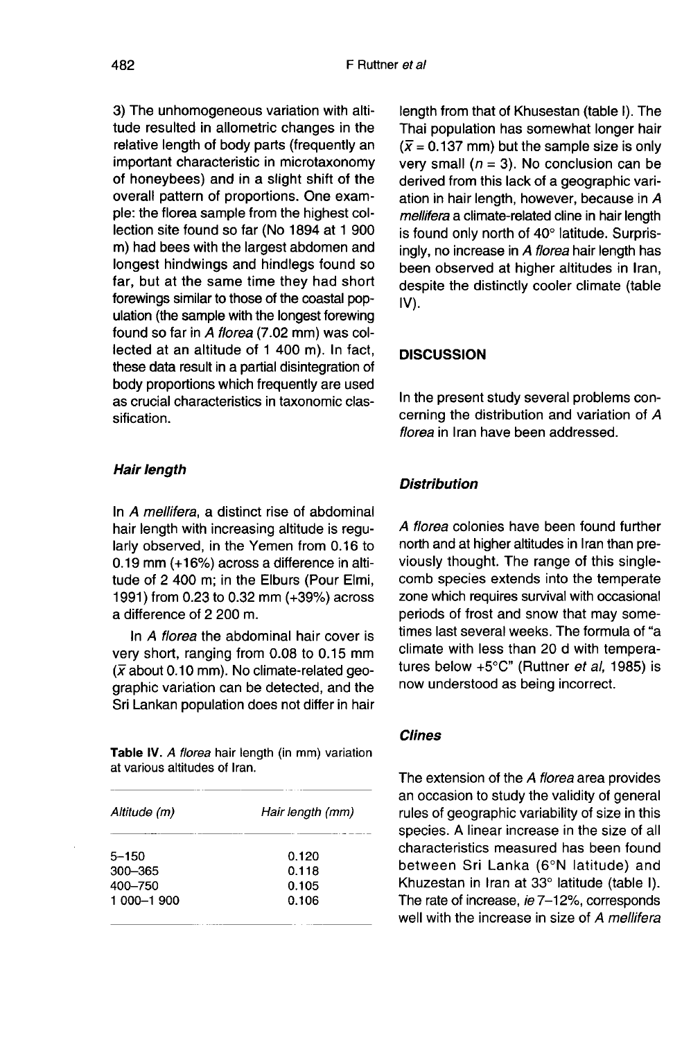3) The unhomogeneous variation with altitude resulted in allometric changes in the relative length of body parts (frequently an important characteristic in microtaxonomy of honeybees) and in a slight shift of the overall pattern of proportions. One example: the florea sample from the highest collection site found so far (No 1894 at 1 900 m) had bees with the largest abdomen and longest hindwings and hindlegs found so far, but at the same time they had short forewings similar to those of the coastal population (the sample with the longest forewing found so far in *A florea* (7.02 mm) was collected at an altitude of 1 400 m). In fact, these data result in a partial disintegration of body proportions which frequently are used as crucial characteristics in taxonomic classification.

### *Hair length*

In *A mellifera*, a distinct rise of abdominal hair length with increasing altitude is regularly observed, in the Yemen from 0.16 to 0.19 mm (+16%) across a difference in altitude of 2 400 m; in the Elburs (Pour Elmi, 1991) from 0.23 to 0.32 mm (+39%) across a difference of 2 200 m.

In *A florea* the abdominal hair cover is very short, ranging from 0.08 to 0.15 mm ($\bar{x}$ about 0.10 mm). No climate-related geographic variation can be detected, and the Sri Lankan population does not differ in hair length from that of Khusestan (table I). The Thai population has somewhat longer hair ($\bar{x} = 0.137$ mm) but the sample size is only very small ($n = 3$). No conclusion can be derived from this lack of a geographic variation in hair length, however, because in *A mellifera* a climate-related cline in hair length is found only north of 40° latitude. Surprisingly, no increase in *A florea* hair length has been observed at higher altitudes in Iran, despite the distinctly cooler climate (table IV).

**Table IV.** *A florea* hair length (in mm) variation at various altitudes of Iran.

| *Altitude (m)* | *Hair length (mm)* |
|---|---|
| 5–150 | 0.120 |
| 300–365 | 0.118 |
| 400–750 | 0.105 |
| 1 000–1 900 | 0.106 |

## DISCUSSION

In the present study several problems concerning the distribution and variation of *A florea* in Iran have been addressed.

### *Distribution*

*A florea* colonies have been found further north and at higher altitudes in Iran than previously thought. The range of this single-comb species extends into the temperate zone which requires survival with occasional periods of frost and snow that may sometimes last several weeks. The formula of "a climate with less than 20 d with temperatures below +5°C" (Ruttner *et al*, 1985) is now understood as being incorrect.

### *Clines*

The extension of the *A florea* area provides an occasion to study the validity of general rules of geographic variability of size in this species. A linear increase in the size of all characteristics measured has been found between Sri Lanka (6°N latitude) and Khuzestan in Iran at 33° latitude (table I). The rate of increase, *ie* 7–12%, corresponds well with the increase in size of *A mellifera*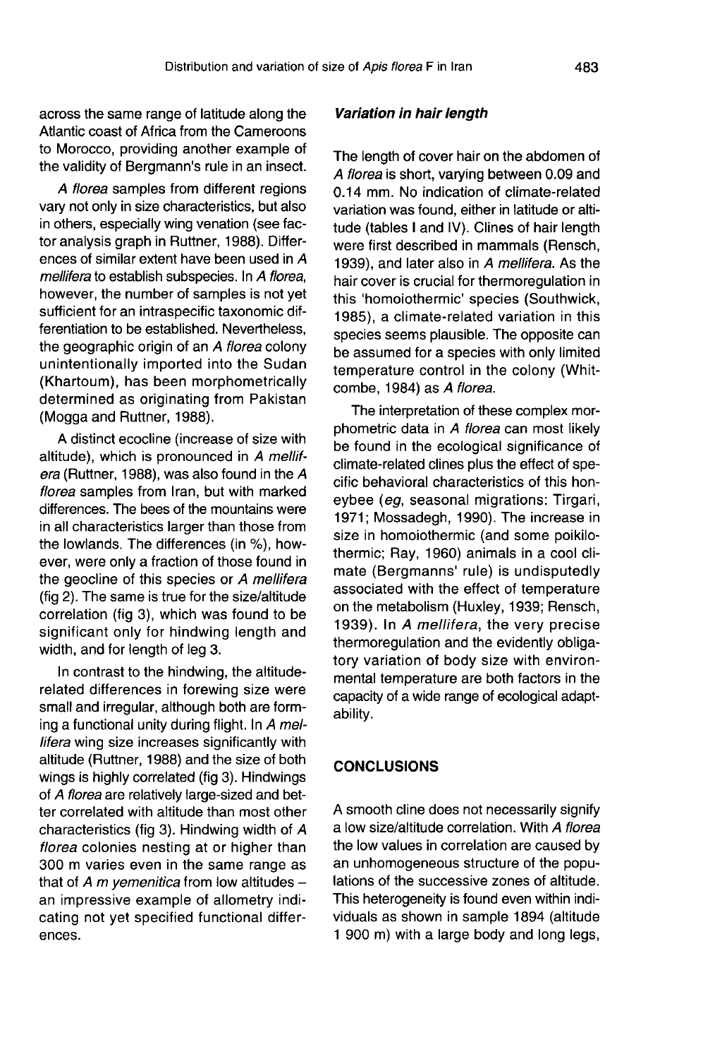across the same range of latitude along the Atlantic coast of Africa from the Cameroons to Morocco, providing another example of the validity of Bergmann's rule in an insect.

*A florea* samples from different regions vary not only in size characteristics, but also in others, especially wing venation (see factor analysis graph in Ruttner, 1988). Differences of similar extent have been used in *A mellifera* to establish subspecies. In *A florea*, however, the number of samples is not yet sufficient for an intraspecific taxonomic differentiation to be established. Nevertheless, the geographic origin of an *A florea* colony unintentionally imported into the Sudan (Khartoum), has been morphometrically determined as originating from Pakistan (Mogga and Ruttner, 1988).

A distinct ecocline (increase of size with altitude), which is pronounced in *A mellifera* (Ruttner, 1988), was also found in the *A florea* samples from Iran, but with marked differences. The bees of the mountains were in all characteristics larger than those from the lowlands. The differences (in %), however, were only a fraction of those found in the geocline of this species or *A mellifera* (fig 2). The same is true for the size/altitude correlation (fig 3), which was found to be significant only for hindwing length and width, and for length of leg 3.

In contrast to the hindwing, the altitude-related differences in forewing size were small and irregular, although both are forming a functional unity during flight. In *A mellifera* wing size increases significantly with altitude (Ruttner, 1988) and the size of both wings is highly correlated (fig 3). Hindwings of *A florea* are relatively large-sized and better correlated with altitude than most other characteristics (fig 3). Hindwing width of *A florea* colonies nesting at or higher than 300 m varies even in the same range as that of *A m yemenitica* from low altitudes – an impressive example of allometry indicating not yet specified functional differences.

### *Variation in hair length*

The length of cover hair on the abdomen of *A florea* is short, varying between 0.09 and 0.14 mm. No indication of climate-related variation was found, either in latitude or altitude (tables I and IV). Clines of hair length were first described in mammals (Rensch, 1939), and later also in *A mellifera*. As the hair cover is crucial for thermoregulation in this 'homoiothermic' species (Southwick, 1985), a climate-related variation in this species seems plausible. The opposite can be assumed for a species with only limited temperature control in the colony (Whitcombe, 1984) as *A florea*.

The interpretation of these complex morphometric data in *A florea* can most likely be found in the ecological significance of climate-related clines plus the effect of specific behavioral characteristics of this honeybee (*eg*, seasonal migrations: Tirgari, 1971; Mossadegh, 1990). The increase in size in homoiothermic (and some poikilothermic; Ray, 1960) animals in a cool climate (Bergmanns' rule) is undisputedly associated with the effect of temperature on the metabolism (Huxley, 1939; Rensch, 1939). In *A mellifera*, the very precise thermoregulation and the evidently obligatory variation of body size with environmental temperature are both factors in the capacity of a wide range of ecological adaptability.

## CONCLUSIONS

A smooth cline does not necessarily signify a low size/altitude correlation. With *A florea* the low values in correlation are caused by an unhomogeneous structure of the populations of the successive zones of altitude. This heterogeneity is found even within individuals as shown in sample 1894 (altitude 1 900 m) with a large body and long legs,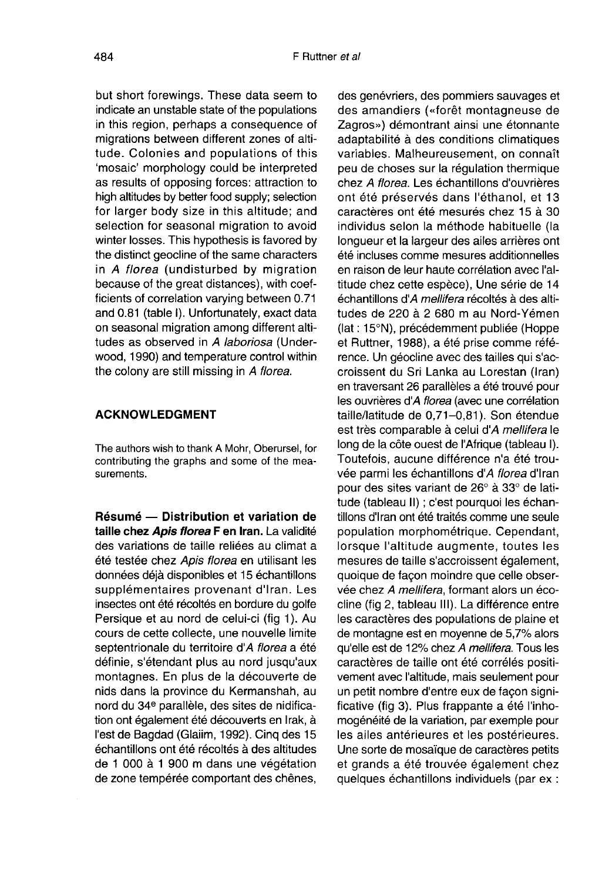but short forewings. These data seem to indicate an unstable state of the populations in this region, perhaps a consequence of migrations between different zones of altitude. Colonies and populations of this 'mosaic' morphology could be interpreted as results of opposing forces: attraction to high altitudes by better food supply; selection for larger body size in this altitude; and selection for seasonal migration to avoid winter losses. This hypothesis is favored by the distinct geocline of the same characters in *A florea* (undisturbed by migration because of the great distances), with coefficients of correlation varying between 0.71 and 0.81 (table I). Unfortunately, exact data on seasonal migration among different altitudes as observed in *A laboriosa* (Underwood, 1990) and temperature control within the colony are still missing in *A florea*.

## ACKNOWLEDGMENT

The authors wish to thank A Mohr, Oberursel, for contributing the graphs and some of the measurements.

**Résumé — Distribution et variation de taille chez *Apis florea* F en Iran.** La validité des variations de taille reliées au climat a été testée chez *Apis florea* en utilisant les données déjà disponibles et 15 échantillons supplémentaires provenant d'Iran. Les insectes ont été récoltés en bordure du golfe Persique et au nord de celui-ci (fig 1). Au cours de cette collecte, une nouvelle limite septentrionale du territoire d'*A florea* a été définie, s'étendant plus au nord jusqu'aux montagnes. En plus de la découverte de nids dans la province du Kermanshah, au nord du 34e parallèle, des sites de nidification ont également été découverts en Irak, à l'est de Bagdad (Glaiim, 1992). Cinq des 15 échantillons ont été récoltés à des altitudes de 1 000 à 1 900 m dans une végétation de zone tempérée comportant des chênes, des genévriers, des pommiers sauvages et des amandiers («forêt montagneuse de Zagros») démontrant ainsi une étonnante adaptabilité à des conditions climatiques variables. Malheureusement, on connaît peu de choses sur la régulation thermique chez *A florea*. Les échantillons d'ouvrières ont été préservés dans l'éthanol, et 13 caractères ont été mesurés chez 15 à 30 individus selon la méthode habituelle (la longueur et la largeur des ailes arrières ont été incluses comme mesures additionnelles en raison de leur haute corrélation avec l'altitude chez cette espèce), Une série de 14 échantillons d'*A mellifera* récoltés à des altitudes de 220 à 2 680 m au Nord-Yémen (lat : 15°N), précédemment publiée (Hoppe et Ruttner, 1988), a été prise comme référence. Un géocline avec des tailles qui s'accroissent du Sri Lanka au Lorestan (Iran) en traversant 26 parallèles a été trouvé pour les ouvrières d'*A florea* (avec une corrélation taille/latitude de 0,71–0,81). Son étendue est très comparable à celui d'*A mellifera* le long de la côte ouest de l'Afrique (tableau I). Toutefois, aucune différence n'a été trouvée parmi les échantillons d'*A florea* d'Iran pour des sites variant de 26° à 33° de latitude (tableau II) ; c'est pourquoi les échantillons d'Iran ont été traités comme une seule population morphométrique. Cependant, lorsque l'altitude augmente, toutes les mesures de taille s'accroissent également, quoique de façon moindre que celle observée chez *A mellifera*, formant alors un écocline (fig 2, tableau III). La différence entre les caractères des populations de plaine et de montagne est en moyenne de 5,7% alors qu'elle est de 12% chez *A mellifera*. Tous les caractères de taille ont été corrélés positivement avec l'altitude, mais seulement pour un petit nombre d'entre eux de façon significative (fig 3). Plus frappante a été l'inhomogénéité de la variation, par exemple pour les ailes antérieures et les postérieures. Une sorte de mosaïque de caractères petits et grands a été trouvée également chez quelques échantillons individuels (par ex :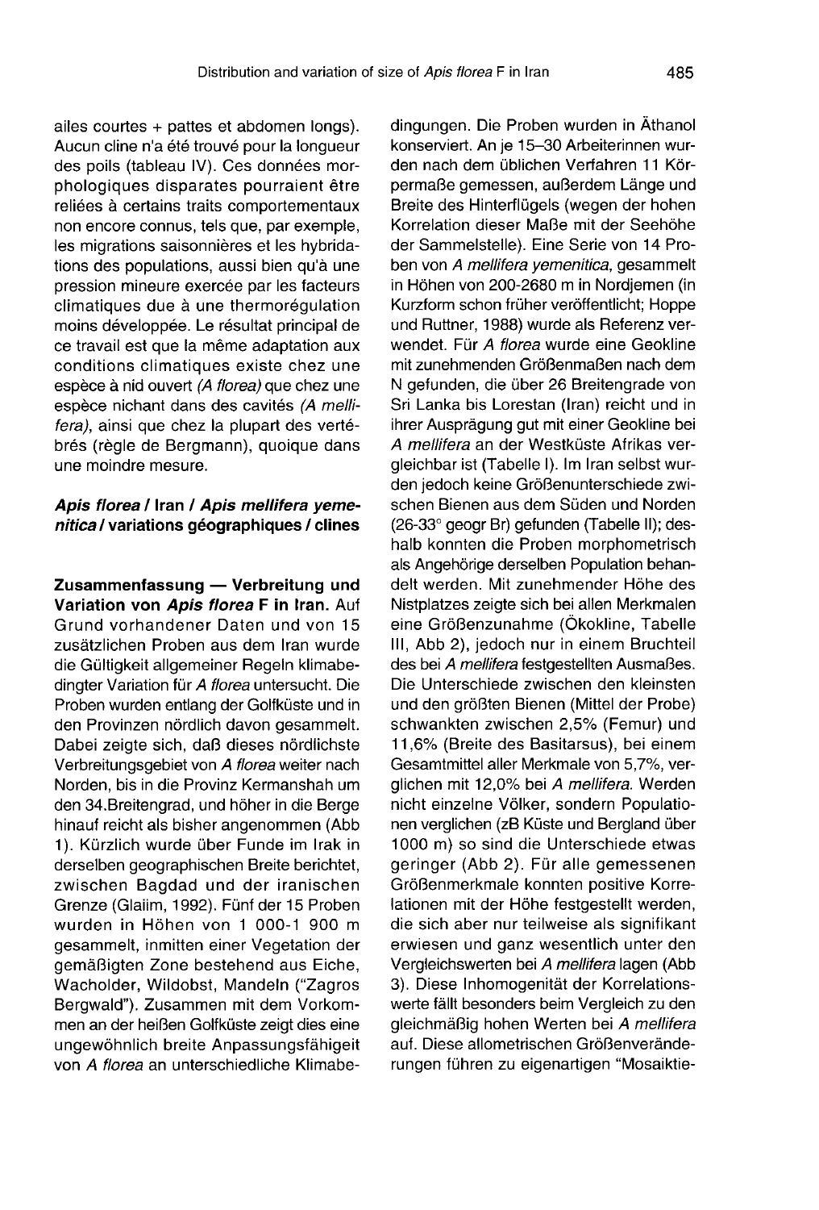ailes courtes + pattes et abdomen longs). Aucun cline n'a été trouvé pour la longueur des poils (tableau IV). Ces données morphologiques disparates pourraient être reliées à certains traits comportementaux non encore connus, tels que, par exemple, les migrations saisonnières et les hybridations des populations, aussi bien qu'à une pression mineure exercée par les facteurs climatiques due à une thermorégulation moins développée. Le résultat principal de ce travail est que la même adaptation aux conditions climatiques existe chez une espèce à nid ouvert *(A florea)* que chez une espèce nichant dans des cavités *(A mellifera)*, ainsi que chez la plupart des vertébrés (règle de Bergmann), quoique dans une moindre mesure.

***Apis florea* / Iran / *Apis mellifera yemenitica* / variations géographiques / clines**

**Zusammenfassung — Verbreitung und Variation von *Apis florea* F in Iran.** Auf Grund vorhandener Daten und von 15 zusätzlichen Proben aus dem Iran wurde die Gültigkeit allgemeiner Regeln klimabedingter Variation für *A florea* untersucht. Die Proben wurden entlang der Golfküste und in den Provinzen nördlich davon gesammelt. Dabei zeigte sich, daß dieses nördlichste Verbreitungsgebiet von *A florea* weiter nach Norden, bis in die Provinz Kermanshah um den 34.Breitengrad, und höher in die Berge hinauf reicht als bisher angenommen (Abb 1). Kürzlich wurde über Funde im Irak in derselben geographischen Breite berichtet, zwischen Bagdad und der iranischen Grenze (Glaiim, 1992). Fünf der 15 Proben wurden in Höhen von 1 000-1 900 m gesammelt, inmitten einer Vegetation der gemäßigten Zone bestehend aus Eiche, Wacholder, Wildobst, Mandeln ("Zagros Bergwald"). Zusammen mit dem Vorkommen an der heißen Golfküste zeigt dies eine ungewöhnlich breite Anpassungsfähigeit von *A florea* an unterschiedliche Klimabedingungen. Die Proben wurden in Äthanol konserviert. An je 15–30 Arbeiterinnen wurden nach dem üblichen Verfahren 11 Körpermaße gemessen, außerdem Länge und Breite des Hinterflügels (wegen der hohen Korrelation dieser Maße mit der Seehöhe der Sammelstelle). Eine Serie von 14 Proben von *A mellifera yemenitica*, gesammelt in Höhen von 200-2680 m in Nordjemen (in Kurzform schon früher veröffentlicht; Hoppe und Ruttner, 1988) wurde als Referenz verwendet. Für *A florea* wurde eine Geokline mit zunehmenden Größenmaßen nach dem N gefunden, die über 26 Breitengrade von Sri Lanka bis Lorestan (Iran) reicht und in ihrer Ausprägung gut mit einer Geokline bei *A mellifera* an der Westküste Afrikas vergleichbar ist (Tabelle I). Im Iran selbst wurden jedoch keine Größenunterschiede zwischen Bienen aus dem Süden und Norden (26-33° geogr Br) gefunden (Tabelle II); deshalb konnten die Proben morphometrisch als Angehörige derselben Population behandelt werden. Mit zunehmender Höhe des Nistplatzes zeigte sich bei allen Merkmalen eine Größenzunahme (Ökokline, Tabelle III, Abb 2), jedoch nur in einem Bruchteil des bei *A mellifera* festgestellten Ausmaßes. Die Unterschiede zwischen den kleinsten und den größten Bienen (Mittel der Probe) schwankten zwischen 2,5% (Femur) und 11,6% (Breite des Basitarsus), bei einem Gesamtmittel aller Merkmale von 5,7%, verglichen mit 12,0% bei *A mellifera*. Werden nicht einzelne Völker, sondern Populationen verglichen (zB Küste und Bergland über 1000 m) so sind die Unterschiede etwas geringer (Abb 2). Für alle gemessenen Größenmerkmale konnten positive Korrelationen mit der Höhe festgestellt werden, die sich aber nur teilweise als signifikant erwiesen und ganz wesentlich unter den Vergleichswerten bei *A mellifera* lagen (Abb 3). Diese Inhomogenität der Korrelationswerte fällt besonders beim Vergleich zu den gleichmäßig hohen Werten bei *A mellifera* auf. Diese allometrischen Größenveränderungen führen zu eigenartigen "Mosaiktie-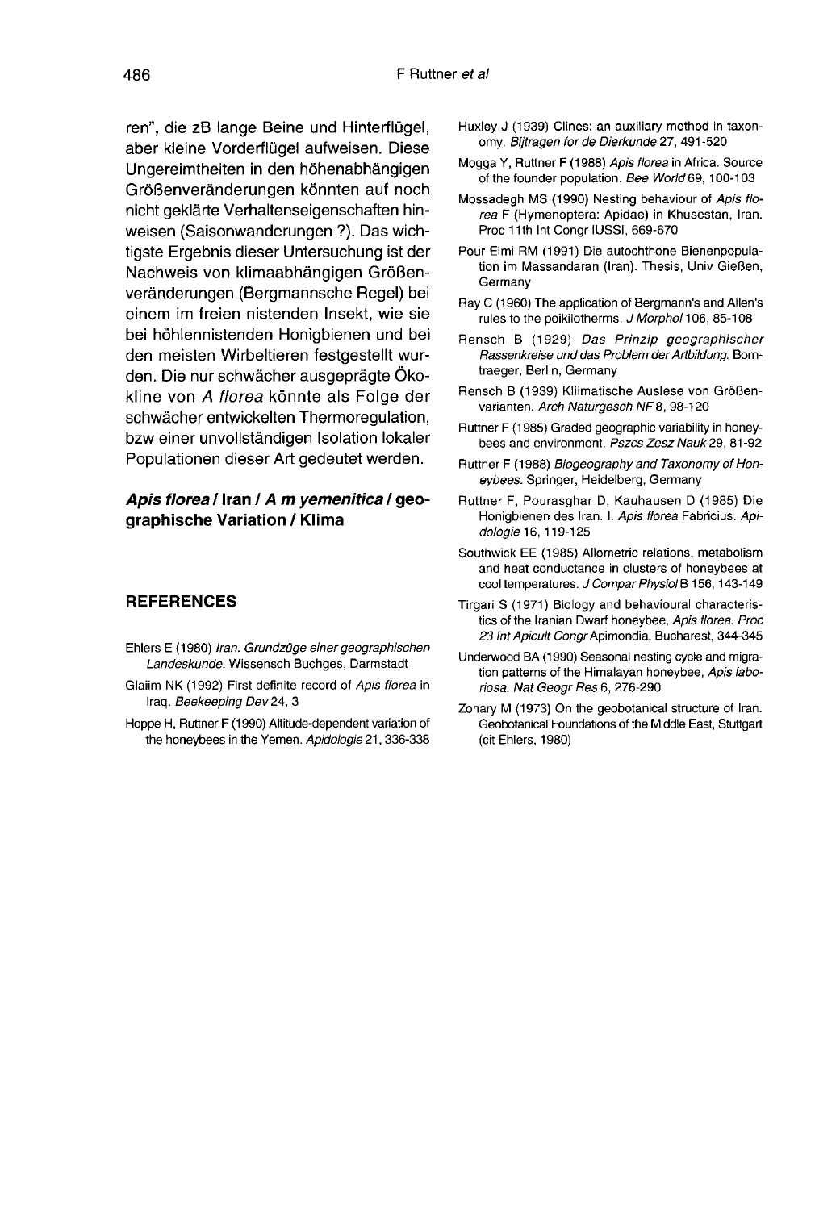ren", die zB lange Beine und Hinterflügel, aber kleine Vorderflügel aufweisen. Diese Ungereimtheiten in den höhenabhängigen Größenveränderungen könnten auf noch nicht geklärte Verhaltenseigenschaften hinweisen (Saisonwanderungen ?). Das wichtigste Ergebnis dieser Untersuchung ist der Nachweis von klimaabhängigen Größenveränderungen (Bergmannsche Regel) bei einem im freien nistenden Insekt, wie sie bei höhlennistenden Honigbienen und bei den meisten Wirbeltieren festgestellt wurden. Die nur schwächer ausgeprägte Ökokline von *A florea* könnte als Folge der schwächer entwickelten Thermoregulation, bzw einer unvollständigen Isolation lokaler Populationen dieser Art gedeutet werden.

***Apis florea* / Iran / *A m yemenitica* / geographische Variation / Klima**

## REFERENCES

Ehlers E (1980) *Iran. Grundzüge einer geographischen Landeskunde.* Wissensch Buchges, Darmstadt

Glaiim NK (1992) First definite record of *Apis florea* in Iraq. *Beekeeping Dev* 24, 3

Hoppe H, Ruttner F (1990) Altitude-dependent variation of the honeybees in the Yemen. *Apidologie* 21, 336-338

Huxley J (1939) Clines: an auxiliary method in taxonomy. *Bijtragen for de Dierkunde* 27, 491-520

Mogga Y, Ruttner F (1988) *Apis florea* in Africa. Source of the founder population. *Bee World* 69, 100-103

Mossadegh MS (1990) Nesting behaviour of *Apis florea* F (Hymenoptera: Apidae) in Khusestan, Iran. Proc 11th Int Congr IUSSI, 669-670

Pour Elmi RM (1991) Die autochthone Bienenpopulation im Massandaran (Iran). Thesis, Univ Gießen, Germany

Ray C (1960) The application of Bergmann's and Allen's rules to the poikilotherms. *J Morphol* 106, 85-108

Rensch B (1929) *Das Prinzip geographischer Rassenkreise und das Problem der Artbildung.* Borntraeger, Berlin, Germany

Rensch B (1939) Klimatische Auslese von Größenvarianten. *Arch Naturgesch NF* 8, 98-120

Ruttner F (1985) Graded geographic variability in honeybees and environment. *Pszcs Zesz Nauk* 29, 81-92

Ruttner F (1988) *Biogeography and Taxonomy of Honeybees.* Springer, Heidelberg, Germany

Ruttner F, Pourasghar D, Kauhausen D (1985) Die Honigbienen des Iran. I. *Apis florea* Fabricius. *Apidologie* 16, 119-125

Southwick EE (1985) Allometric relations, metabolism and heat conductance in clusters of honeybees at cool temperatures. *J Compar Physiol* B 156, 143-149

Tirgari S (1971) Biology and behavioural characteristics of the Iranian Dwarf honeybee, *Apis florea*. *Proc 23 Int Apicult Congr* Apimondia, Bucharest, 344-345

Underwood BA (1990) Seasonal nesting cycle and migration patterns of the Himalayan honeybee, *Apis laboriosa*. *Nat Geogr Res* 6, 276-290

Zohary M (1973) On the geobotanical structure of Iran. Geobotanical Foundations of the Middle East, Stuttgart (cit Ehlers, 1980)